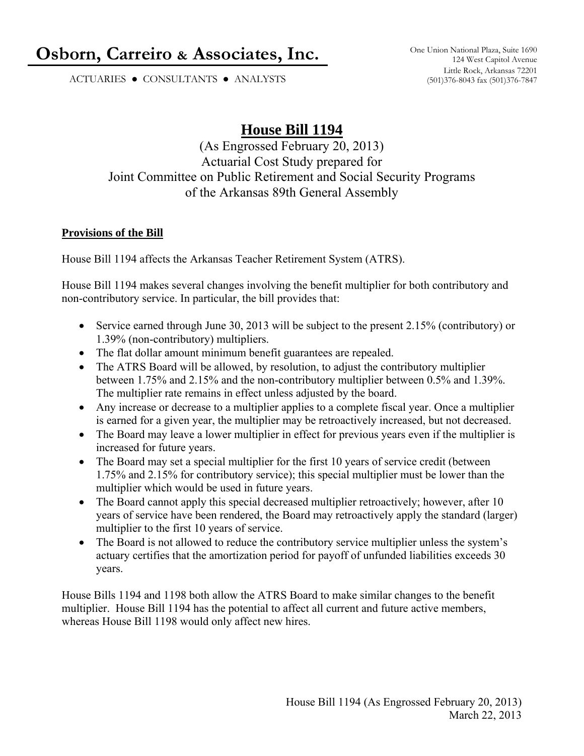# Osborn, Carreiro & Associates, Inc.

ACTUARIES ● CONSULTANTS ● ANALYSTS

One Union National Plaza, Suite 1690
124 West Capitol Avenue
Little Rock, Arkansas 72201
(501)376-8043 fax (501)376-7847

## House Bill 1194

(As Engrossed February 20, 2013)
Actuarial Cost Study prepared for
Joint Committee on Public Retirement and Social Security Programs
of the Arkansas 89th General Assembly

### Provisions of the Bill

House Bill 1194 affects the Arkansas Teacher Retirement System (ATRS).

House Bill 1194 makes several changes involving the benefit multiplier for both contributory and non-contributory service. In particular, the bill provides that:

- Service earned through June 30, 2013 will be subject to the present 2.15% (contributory) or 1.39% (non-contributory) multipliers.
- The flat dollar amount minimum benefit guarantees are repealed.
- The ATRS Board will be allowed, by resolution, to adjust the contributory multiplier between 1.75% and 2.15% and the non-contributory multiplier between 0.5% and 1.39%. The multiplier rate remains in effect unless adjusted by the board.
- Any increase or decrease to a multiplier applies to a complete fiscal year. Once a multiplier is earned for a given year, the multiplier may be retroactively increased, but not decreased.
- The Board may leave a lower multiplier in effect for previous years even if the multiplier is increased for future years.
- The Board may set a special multiplier for the first 10 years of service credit (between 1.75% and 2.15% for contributory service); this special multiplier must be lower than the multiplier which would be used in future years.
- The Board cannot apply this special decreased multiplier retroactively; however, after 10 years of service have been rendered, the Board may retroactively apply the standard (larger) multiplier to the first 10 years of service.
- The Board is not allowed to reduce the contributory service multiplier unless the system's actuary certifies that the amortization period for payoff of unfunded liabilities exceeds 30 years.

House Bills 1194 and 1198 both allow the ATRS Board to make similar changes to the benefit multiplier. House Bill 1194 has the potential to affect all current and future active members, whereas House Bill 1198 would only affect new hires.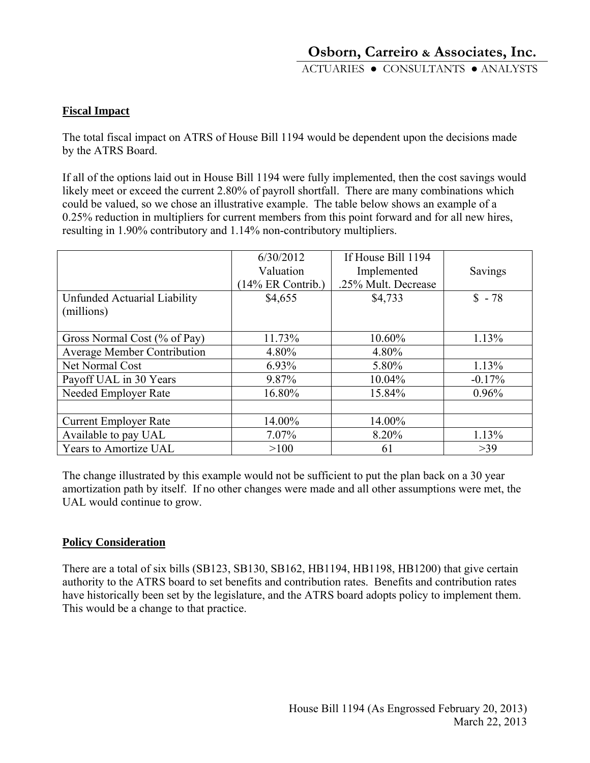## Fiscal Impact

The total fiscal impact on ATRS of House Bill 1194 would be dependent upon the decisions made by the ATRS Board.

If all of the options laid out in House Bill 1194 were fully implemented, then the cost savings would likely meet or exceed the current 2.80% of payroll shortfall. There are many combinations which could be valued, so we chose an illustrative example. The table below shows an example of a 0.25% reduction in multipliers for current members from this point forward and for all new hires, resulting in 1.90% contributory and 1.14% non-contributory multipliers.

| | 6/30/2012 Valuation (14% ER Contrib.) | If House Bill 1194 Implemented .25% Mult. Decrease | Savings |
|---|---|---|---|
| Unfunded Actuarial Liability (millions) | $4,655 | $4,733 | $ - 78 |
| Gross Normal Cost (% of Pay) | 11.73% | 10.60% | 1.13% |
| Average Member Contribution | 4.80% | 4.80% | |
| Net Normal Cost | 6.93% | 5.80% | 1.13% |
| Payoff UAL in 30 Years | 9.87% | 10.04% | -0.17% |
| Needed Employer Rate | 16.80% | 15.84% | 0.96% |
| | | | |
| Current Employer Rate | 14.00% | 14.00% | |
| Available to pay UAL | 7.07% | 8.20% | 1.13% |
| Years to Amortize UAL | >100 | 61 | >39 |

The change illustrated by this example would not be sufficient to put the plan back on a 30 year amortization path by itself. If no other changes were made and all other assumptions were met, the UAL would continue to grow.

## Policy Consideration

There are a total of six bills (SB123, SB130, SB162, HB1194, HB1198, HB1200) that give certain authority to the ATRS board to set benefits and contribution rates. Benefits and contribution rates have historically been set by the legislature, and the ATRS board adopts policy to implement them. This would be a change to that practice.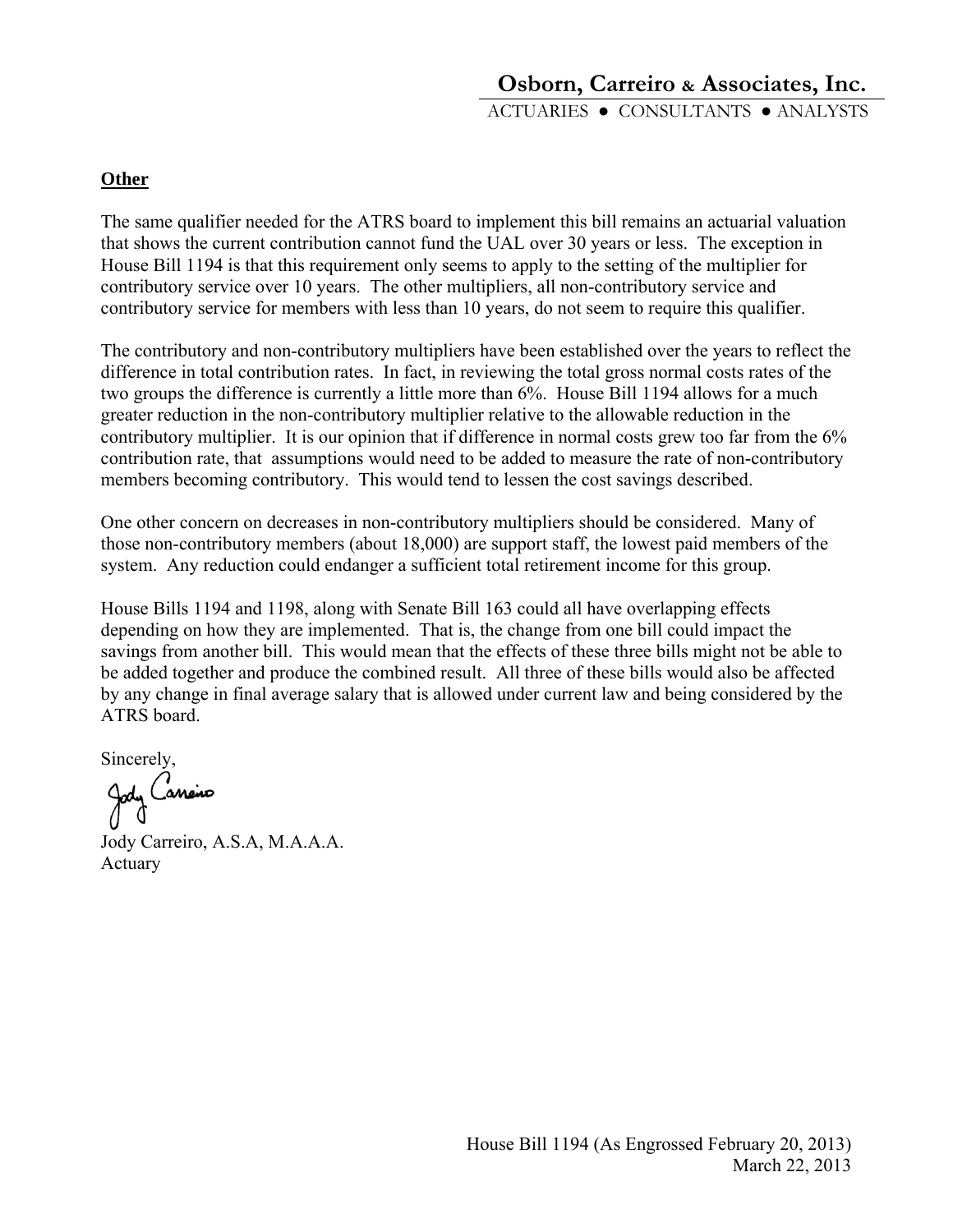**Other**

The same qualifier needed for the ATRS board to implement this bill remains an actuarial valuation that shows the current contribution cannot fund the UAL over 30 years or less. The exception in House Bill 1194 is that this requirement only seems to apply to the setting of the multiplier for contributory service over 10 years. The other multipliers, all non-contributory service and contributory service for members with less than 10 years, do not seem to require this qualifier.

The contributory and non-contributory multipliers have been established over the years to reflect the difference in total contribution rates. In fact, in reviewing the total gross normal costs rates of the two groups the difference is currently a little more than 6%. House Bill 1194 allows for a much greater reduction in the non-contributory multiplier relative to the allowable reduction in the contributory multiplier. It is our opinion that if difference in normal costs grew too far from the 6% contribution rate, that assumptions would need to be added to measure the rate of non-contributory members becoming contributory. This would tend to lessen the cost savings described.

One other concern on decreases in non-contributory multipliers should be considered. Many of those non-contributory members (about 18,000) are support staff, the lowest paid members of the system. Any reduction could endanger a sufficient total retirement income for this group.

House Bills 1194 and 1198, along with Senate Bill 163 could all have overlapping effects depending on how they are implemented. That is, the change from one bill could impact the savings from another bill. This would mean that the effects of these three bills might not be able to be added together and produce the combined result. All three of these bills would also be affected by any change in final average salary that is allowed under current law and being considered by the ATRS board.

Sincerely,

Jody Carreiro, A.S.A, M.A.A.A.
Actuary